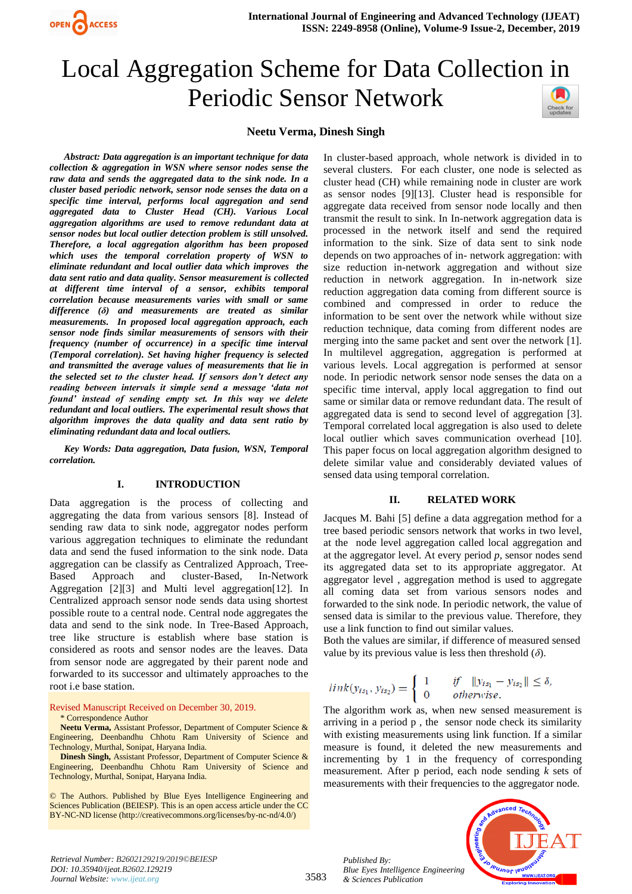# Local Aggregation Scheme for Data Collection in Periodic Sensor Network

**Neetu Verma, Dinesh Singh**

***Abstract: Data aggregation is an important technique for data collection & aggregation in WSN where sensor nodes sense the raw data and sends the aggregated data to the sink node. In a cluster based periodic network, sensor node senses the data on a specific time interval, performs local aggregation and send aggregated data to Cluster Head (CH). Various Local aggregation algorithms are used to remove redundant data at sensor nodes but local outlier detection problem is still unsolved. Therefore, a local aggregation algorithm has been proposed which uses the temporal correlation property of WSN to eliminate redundant and local outlier data which improves the data sent ratio and data quality. Sensor measurement is collected at different time interval of a sensor, exhibits temporal correlation because measurements varies with small or same difference (δ) and measurements are treated as similar measurements. In proposed local aggregation approach, each sensor node finds similar measurements of sensors with their frequency (number of occurrence) in a specific time interval (Temporal correlation). Set having higher frequency is selected and transmitted the average values of measurements that lie in the selected set to the cluster head. If sensors don't detect any reading between intervals it simple send a message 'data not found' instead of sending empty set. In this way we delete redundant and local outliers. The experimental result shows that algorithm improves the data quality and data sent ratio by eliminating redundant data and local outliers.***

***Key Words: Data aggregation, Data fusion, WSN, Temporal correlation.***

## I. INTRODUCTION

Data aggregation is the process of collecting and aggregating the data from various sensors [8]. Instead of sending raw data to sink node, aggregator nodes perform various aggregation techniques to eliminate the redundant data and send the fused information to the sink node. Data aggregation can be classify as Centralized Approach, Tree-Based Approach and cluster-Based, In-Network Aggregation [2][3] and Multi level aggregation[12]. In Centralized approach sensor node sends data using shortest possible route to a central node. Central node aggregates the data and send to the sink node. In Tree-Based Approach, tree like structure is establish where base station is considered as roots and sensor nodes are the leaves. Data from sensor node are aggregated by their parent node and forwarded to its successor and ultimately approaches to the root i.e base station.

Revised Manuscript Received on December 30, 2019.

\* Correspondence Author

**Neetu Verma,** Assistant Professor, Department of Computer Science & Engineering, Deenbandhu Chhotu Ram University of Science and Technology, Murthal, Sonipat, Haryana India.

**Dinesh Singh,** Assistant Professor, Department of Computer Science & Engineering, Deenbandhu Chhotu Ram University of Science and Technology, Murthal, Sonipat, Haryana India.

© The Authors. Published by Blue Eyes Intelligence Engineering and Sciences Publication (BEIESP). This is an open access article under the CC BY-NC-ND license (http://creativecommons.org/licenses/by-nc-nd/4.0/)

In cluster-based approach, whole network is divided in to several clusters. For each cluster, one node is selected as cluster head (CH) while remaining node in cluster are work as sensor nodes [9][13]. Cluster head is responsible for aggregate data received from sensor node locally and then transmit the result to sink. In In-network aggregation data is processed in the network itself and send the required information to the sink. Size of data sent to sink node depends on two approaches of in- network aggregation: with size reduction in-network aggregation and without size reduction in network aggregation. In in-network size reduction aggregation data coming from different source is combined and compressed in order to reduce the information to be sent over the network while without size reduction technique, data coming from different nodes are merging into the same packet and sent over the network [1]. In multilevel aggregation, aggregation is performed at various levels. Local aggregation is performed at sensor node. In periodic network sensor node senses the data on a specific time interval, apply local aggregation to find out same or similar data or remove redundant data. The result of aggregated data is send to second level of aggregation [3]. Temporal correlated local aggregation is also used to delete local outlier which saves communication overhead [10]. This paper focus on local aggregation algorithm designed to delete similar value and considerably deviated values of sensed data using temporal correlation.

## II. RELATED WORK

Jacques M. Bahi [5] define a data aggregation method for a tree based periodic sensors network that works in two level, at the node level aggregation called local aggregation and at the aggregator level. At every period *p*, sensor nodes send its aggregated data set to its appropriate aggregator. At aggregator level , aggregation method is used to aggregate all coming data set from various sensors nodes and forwarded to the sink node. In periodic network, the value of sensed data is similar to the previous value. Therefore, they use a link function to find out similar values.

Both the values are similar, if difference of measured sensed value by its previous value is less then threshold (δ).

$$link(y_{is_1}, y_{is_2}) = \begin{cases} 1 & if \;\; \|y_{is_1} - y_{is_2}\| \le \delta, \\ 0 & otherwise. \end{cases}$$

The algorithm work as, when new sensed measurement is arriving in a period p , the sensor node check its similarity with existing measurements using link function. If a similar measure is found, it deleted the new measurements and incrementing by 1 in the frequency of corresponding measurement. After p period, each node sending *k* sets of measurements with their frequencies to the aggregator node.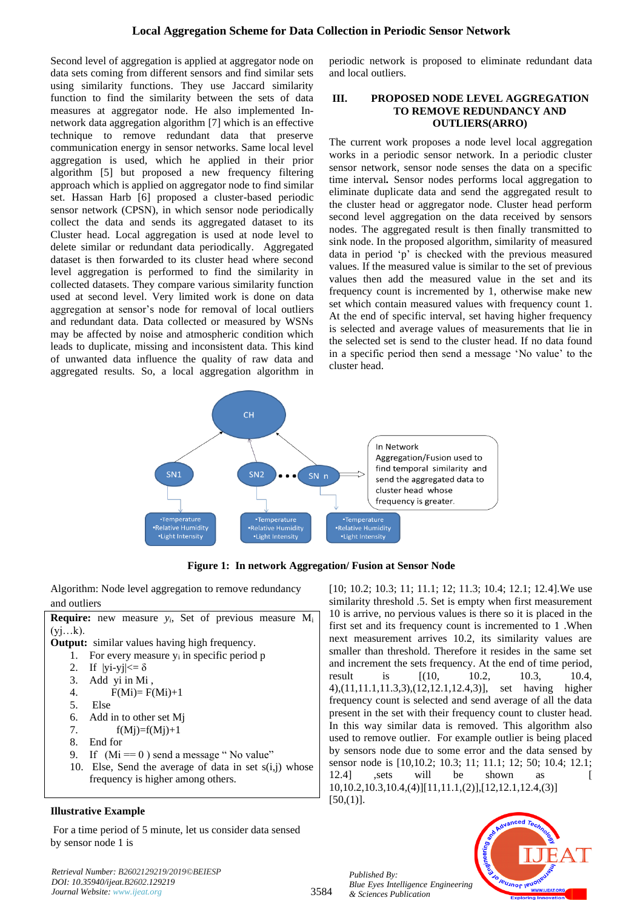Second level of aggregation is applied at aggregator node on data sets coming from different sensors and find similar sets using similarity functions. They use Jaccard similarity function to find the similarity between the sets of data measures at aggregator node. He also implemented In-network data aggregation algorithm [7] which is an effective technique to remove redundant data that preserve communication energy in sensor networks. Same local level aggregation is used, which he applied in their prior algorithm [5] but proposed a new frequency filtering approach which is applied on aggregator node to find similar set. Hassan Harb [6] proposed a cluster-based periodic sensor network (CPSN), in which sensor node periodically collect the data and sends its aggregated dataset to its Cluster head. Local aggregation is used at node level to delete similar or redundant data periodically. Aggregated dataset is then forwarded to its cluster head where second level aggregation is performed to find the similarity in collected datasets. They compare various similarity function used at second level. Very limited work is done on data aggregation at sensor's node for removal of local outliers and redundant data. Data collected or measured by WSNs may be affected by noise and atmospheric condition which leads to duplicate, missing and inconsistent data. This kind of unwanted data influence the quality of raw data and aggregated results. So, a local aggregation algorithm in periodic network is proposed to eliminate redundant data and local outliers.

## III. PROPOSED NODE LEVEL AGGREGATION TO REMOVE REDUNDANCY AND OUTLIERS(ARRO)

The current work proposes a node level local aggregation works in a periodic sensor network. In a periodic cluster sensor network, sensor node senses the data on a specific time interval**.** Sensor nodes performs local aggregation to eliminate duplicate data and send the aggregated result to the cluster head or aggregator node. Cluster head perform second level aggregation on the data received by sensors nodes. The aggregated result is then finally transmitted to sink node. In the proposed algorithm, similarity of measured data in period 'p' is checked with the previous measured values. If the measured value is similar to the set of previous values then add the measured value in the set and its frequency count is incremented by 1, otherwise make new set which contain measured values with frequency count 1. At the end of specific interval, set having higher frequency is selected and average values of measurements that lie in the selected set is send to the cluster head. If no data found in a specific period then send a message 'No value' to the cluster head.

CH

SN1

SN2

SN n

In Network Aggregation/Fusion used to find temporal similarity and send the aggregated data to cluster head whose frequency is greater.

•Temperature
•Relative Humidity
•Light Intensity

•Temperature
•Relative Humidity
•Light Intensity

•Temperature
•Relative Humidity
•Light Intensity

**Figure 1: In network Aggregation/ Fusion at Sensor Node**

Algorithm: Node level aggregation to remove redundancy and outliers

**Require:** new measure $y_i$, Set of previous measure $M_i$ (yj…k).
**Output:** similar values having high frequency.

1. For every measure $y_i$ in specific period p
2. If $|y_i-y_j|<= \delta$
3. Add yi in Mi ,
4. F(Mi)= F(Mi)+1
5. Else
6. Add in to other set Mj
7. f(Mj)=f(Mj)+1
8. End for
9. If (Mi == 0 ) send a message " No value"
10. Else, Send the average of data in set s(i,j) whose frequency is higher among others.

### Illustrative Example

For a time period of 5 minute, let us consider data sensed by sensor node 1 is [10; 10.2; 10.3; 11; 11.1; 12; 11.3; 10.4; 12.1; 12.4].We use similarity threshold .5. Set is empty when first measurement 10 is arrive, no pervious values is there so it is placed in the first set and its frequency count is incremented to 1 .When next measurement arrives 10.2, its similarity values are smaller than threshold. Therefore it resides in the same set and increment the sets frequency. At the end of time period, result is [(10, 10.2, 10.3, 10.4, 4),(11,11.1,11.3,3),(12,12.1,12.4,3)], set having higher frequency count is selected and send average of all the data present in the set with their frequency count to cluster head. In this way similar data is removed. This algorithm also used to remove outlier. For example outlier is being placed by sensors node due to some error and the data sensed by sensor node is [10,10.2; 10.3; 11; 11.1; 12; 50; 10.4; 12.1; 12.4] ,sets will be shown as [ 10,10.2,10.3,10.4,(4)][11,11.1,(2)],[12,12.1,12.4,(3)] [50,(1)].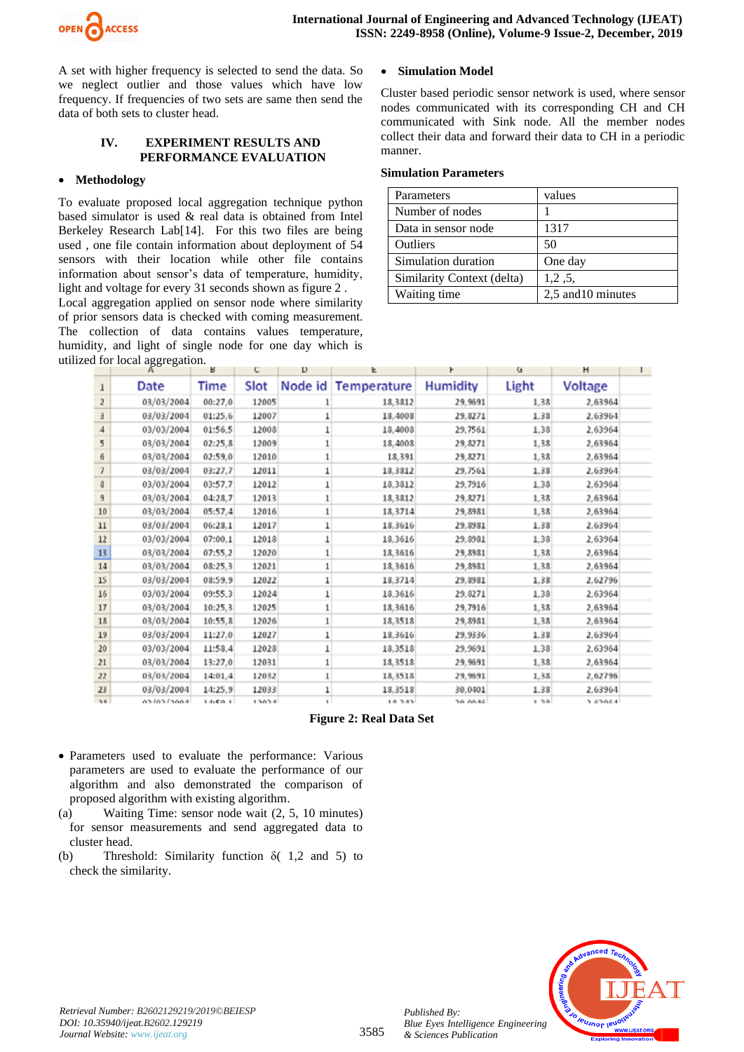A set with higher frequency is selected to send the data. So we neglect outlier and those values which have low frequency. If frequencies of two sets are same then send the data of both sets to cluster head.

## IV. EXPERIMENT RESULTS AND PERFORMANCE EVALUATION

- **Methodology**

To evaluate proposed local aggregation technique python based simulator is used & real data is obtained from Intel Berkeley Research Lab[14]. For this two files are being used , one file contain information about deployment of 54 sensors with their location while other file contains information about sensor's data of temperature, humidity, light and voltage for every 31 seconds shown as figure 2 .

Local aggregation applied on sensor node where similarity of prior sensors data is checked with coming measurement. The collection of data contains values temperature, humidity, and light of single node for one day which is utilized for local aggregation.

- **Simulation Model**

Cluster based periodic sensor network is used, where sensor nodes communicated with its corresponding CH and CH communicated with Sink node. All the member nodes collect their data and forward their data to CH in a periodic manner.

**Simulation Parameters**

| Parameters | values |
|---|---|
| Number of nodes | 1 |
| Data in sensor node | 1317 |
| Outliers | 50 |
| Simulation duration | One day |
| Similarity Context (delta) | 1,2 ,5, |
| Waiting time | 2,5 and10 minutes |

| | Date | Time | Slot | Node id | Temperature | Humidity | Light | Voltage |
|---|---|---|---|---|---|---|---|---|
| 2 | 03/03/2004 | 00:27,0 | 12005 | 1 | 18,3812 | 29,9691 | 1,38 | 2,63964 |
| 3 | 03/03/2004 | 01:25,6 | 12007 | 1 | 18,4008 | 29,8271 | 1,38 | 2,63964 |
| 4 | 03/03/2004 | 01:56,5 | 12008 | 1 | 18,4008 | 29,7561 | 1,38 | 2,63964 |
| 5 | 03/03/2004 | 02:25,8 | 12009 | 1 | 18,4008 | 29,8271 | 1,38 | 2,63964 |
| 6 | 03/03/2004 | 02:59,0 | 12010 | 1 | 18,391 | 29,8271 | 1,38 | 2,63964 |
| 7 | 03/03/2004 | 03:27,7 | 12011 | 1 | 18,3812 | 29,7561 | 1,38 | 2,63964 |
| 8 | 03/03/2004 | 03:57,7 | 12012 | 1 | 18,3812 | 29,7916 | 1,38 | 2,63964 |
| 9 | 03/03/2004 | 04:28,7 | 12013 | 1 | 18,3812 | 29,8271 | 1,38 | 2,63964 |
| 10 | 03/03/2004 | 05:57,4 | 12016 | 1 | 18,3714 | 29,8981 | 1,38 | 2,63964 |
| 11 | 03/03/2004 | 06:28,1 | 12017 | 1 | 18,3616 | 29,8981 | 1,38 | 2,63964 |
| 12 | 03/03/2004 | 07:00,1 | 12018 | 1 | 18,3616 | 29,8981 | 1,38 | 2,63964 |
| 13 | 03/03/2004 | 07:55,2 | 12020 | 1 | 18,3616 | 29,8981 | 1,38 | 2,63964 |
| 14 | 03/03/2004 | 08:25,3 | 12021 | 1 | 18,3616 | 29,8981 | 1,38 | 2,63964 |
| 15 | 03/03/2004 | 08:59,9 | 12022 | 1 | 18,3714 | 29,8981 | 1,38 | 2,62796 |
| 16 | 03/03/2004 | 09:55,3 | 12024 | 1 | 18,3616 | 29,8271 | 1,38 | 2,63964 |
| 17 | 03/03/2004 | 10:25,3 | 12025 | 1 | 18,3616 | 29,7916 | 1,38 | 2,63964 |
| 18 | 03/03/2004 | 10:55,8 | 12026 | 1 | 18,3518 | 29,8981 | 1,38 | 2,63964 |
| 19 | 03/03/2004 | 11:27,0 | 12027 | 1 | 18,3616 | 29,9336 | 1,38 | 2,63964 |
| 20 | 03/03/2004 | 11:58,4 | 12028 | 1 | 18,3518 | 29,9691 | 1,38 | 2,63964 |
| 21 | 03/03/2004 | 13:27,0 | 12031 | 1 | 18,3518 | 29,9691 | 1,38 | 2,63964 |
| 22 | 03/03/2004 | 14:01,4 | 12032 | 1 | 18,3518 | 29,9691 | 1,38 | 2,62796 |
| 23 | 03/03/2004 | 14:25,9 | 12033 | 1 | 18,3518 | 30,0401 | 1,38 | 2,63964 |

**Figure 2: Real Data Set**

- Parameters used to evaluate the performance: Various parameters are used to evaluate the performance of our algorithm and also demonstrated the comparison of proposed algorithm with existing algorithm.

(a) Waiting Time: sensor node wait (2, 5, 10 minutes) for sensor measurements and send aggregated data to cluster head.

(b) Threshold: Similarity function δ( 1,2 and 5) to check the similarity.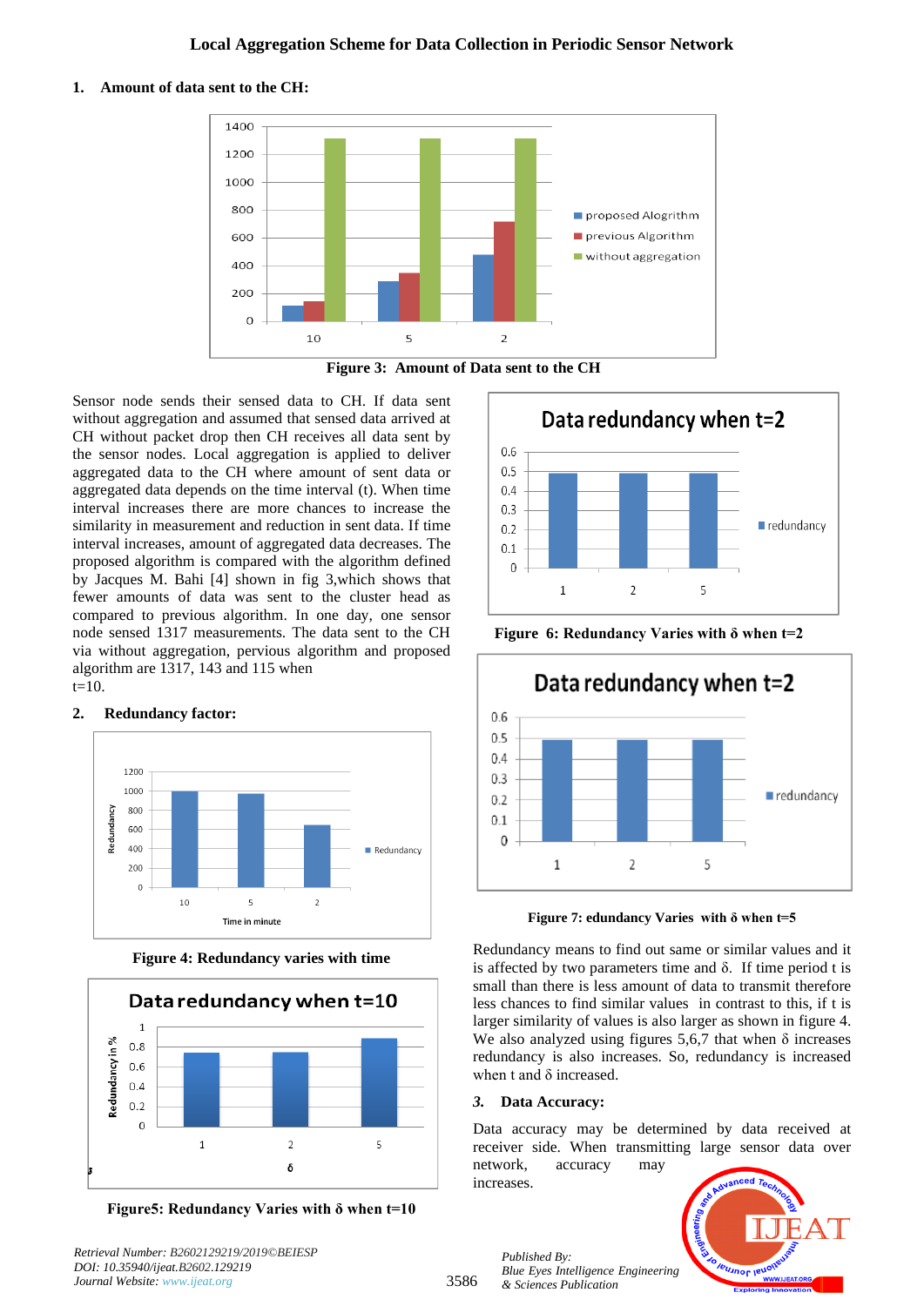1. **Amount of data sent to the CH:**

1400
1200
1000
800
600
400
200
0
10
5
2
proposed Alogrithm
previous Algorithm
without aggregation

**Figure 3: Amount of Data sent to the CH**

Sensor node sends their sensed data to CH. If data sent without aggregation and assumed that sensed data arrived at CH without packet drop then CH receives all data sent by the sensor nodes. Local aggregation is applied to deliver aggregated data to the CH where amount of sent data or aggregated data depends on the time interval (t). When time interval increases there are more chances to increase the similarity in measurement and reduction in sent data. If time interval increases, amount of aggregated data decreases. The proposed algorithm is compared with the algorithm defined by Jacques M. Bahi [4] shown in fig 3,which shows that fewer amounts of data was sent to the cluster head as compared to previous algorithm. In one day, one sensor node sensed 1317 measurements. The data sent to the CH via without aggregation, pervious algorithm and proposed algorithm are 1317, 143 and 115 when t=10.

2. **Redundancy factor:**

Redundancy
1200
1000
800
600
400
200
0
10
5
2
Time in minute
Redundancy

**Figure 4: Redundancy varies with time**

Data redundancy when t=10
Redundancy in %
1
0.8
0.6
0.4
0.2
0
1
2
5
δ

**Figure5: Redundancy Varies with δ when t=10**

Data redundancy when t=2
0.6
0.5
0.4
0.3
0.2
0.1
0
1
2
5
redundancy

**Figure 6: Redundancy Varies with δ when t=2**

Data redundancy when t=2
0.6
0.5
0.4
0.3
0.2
0.1
0
1
2
5
redundancy

**Figure 7: edundancy Varies with δ when t=5**

Redundancy means to find out same or similar values and it is affected by two parameters time and δ. If time period t is small than there is less amount of data to transmit therefore less chances to find similar values in contrast to this, if t is larger similarity of values is also larger as shown in figure 4. We also analyzed using figures 5,6,7 that when δ increases redundancy is also increases. So, redundancy is increased when t and δ increased.

3. ***Data Accuracy:***

Data accuracy may be determined by data received at receiver side. When transmitting large sensor data over network, accuracy may increases.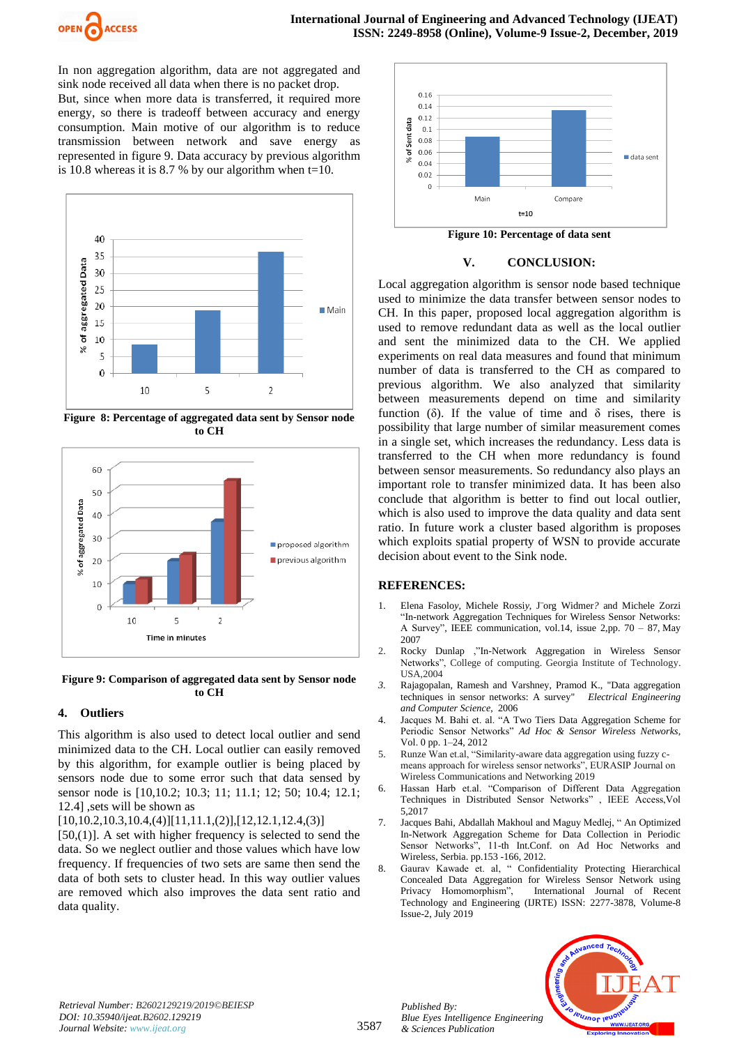In non aggregation algorithm, data are not aggregated and sink node received all data when there is no packet drop. But, since when more data is transferred, it required more energy, so there is tradeoff between accuracy and energy consumption. Main motive of our algorithm is to reduce transmission between network and save energy as represented in figure 9. Data accuracy by previous algorithm is 10.8 whereas it is 8.7 % by our algorithm when t=10.

40
35
30
25
20
15
10
5
0
% of aggregated Data
10
5
2
Main

**Figure 8: Percentage of aggregated data sent by Sensor node to CH**

60
50
40
30
20
10
0
% of aggregated Data
10
5
2
Time in minutes
proposed algorithm
previous algorithm

**Figure 9: Comparison of aggregated data sent by Sensor node to CH**

### 4. Outliers

This algorithm is also used to detect local outlier and send minimized data to the CH. Local outlier can easily removed by this algorithm, for example outlier is being placed by sensors node due to some error such that data sensed by sensor node is [10,10.2; 10.3; 11; 11.1; 12; 50; 10.4; 12.1; 12.4] ,sets will be shown as

[10,10.2,10.3,10.4,(4)][11,11.1,(2)],[12,12.1,12.4,(3)] [50,(1)]. A set with higher frequency is selected to send the data. So we neglect outlier and those values which have low frequency. If frequencies of two sets are same then send the data of both sets to cluster head. In this way outlier values are removed which also improves the data sent ratio and data quality.

0.16
0.14
0.12
0.1
0.08
0.06
0.04
0.02
0
% of Sent data
Main
Compare
t=10
data sent

**Figure 10: Percentage of data sent**

## V. CONCLUSION:

Local aggregation algorithm is sensor node based technique used to minimize the data transfer between sensor nodes to CH. In this paper, proposed local aggregation algorithm is used to remove redundant data as well as the local outlier and sent the minimized data to the CH. We applied experiments on real data measures and found that minimum number of data is transferred to the CH as compared to previous algorithm. We also analyzed that similarity between measurements depend on time and similarity function (δ). If the value of time and δ rises, there is possibility that large number of similar measurement comes in a single set, which increases the redundancy. Less data is transferred to the CH when more redundancy is found between sensor measurements. So redundancy also plays an important role to transfer minimized data. It has been also conclude that algorithm is better to find out local outlier, which is also used to improve the data quality and data sent ratio. In future work a cluster based algorithm is proposes which exploits spatial property of WSN to provide accurate decision about event to the Sink node.

## REFERENCES:

1. Elena Fasoloy, Michele Rossiy, J¨org Widmer? and Michele Zorzi "In-network Aggregation Techniques for Wireless Sensor Networks: A Survey", IEEE communication, vol.14, issue 2,pp. 70 – 87, May 2007
2. Rocky Dunlap ,"In-Network Aggregation in Wireless Sensor Networks", College of computing. Georgia Institute of Technology. USA,2004
3. Rajagopalan, Ramesh and Varshney, Pramod K., "Data aggregation techniques in sensor networks: A survey" *Electrical Engineering and Computer Science*, 2006
4. Jacques M. Bahi et. al. "A Two Tiers Data Aggregation Scheme for Periodic Sensor Networks" *Ad Hoc & Sensor Wireless Networks*, Vol. 0 pp. 1–24, 2012
5. Runze Wan et.al, "Similarity-aware data aggregation using fuzzy c-means approach for wireless sensor networks", EURASIP Journal on Wireless Communications and Networking 2019
6. Hassan Harb et.al. "Comparison of Different Data Aggregation Techniques in Distributed Sensor Networks" , IEEE Access,Vol 5,2017
7. Jacques Bahi, Abdallah Makhoul and Maguy Medlej, " An Optimized In-Network Aggregation Scheme for Data Collection in Periodic Sensor Networks", 11-th Int.Conf. on Ad Hoc Networks and Wireless, Serbia. pp.153 -166, 2012.
8. Gaurav Kawade et. al, " Confidentiality Protecting Hierarchical Concealed Data Aggregation for Wireless Sensor Network using Privacy Homomorphism", International Journal of Recent Technology and Engineering (IJRTE) ISSN: 2277-3878, Volume-8 Issue-2, July 2019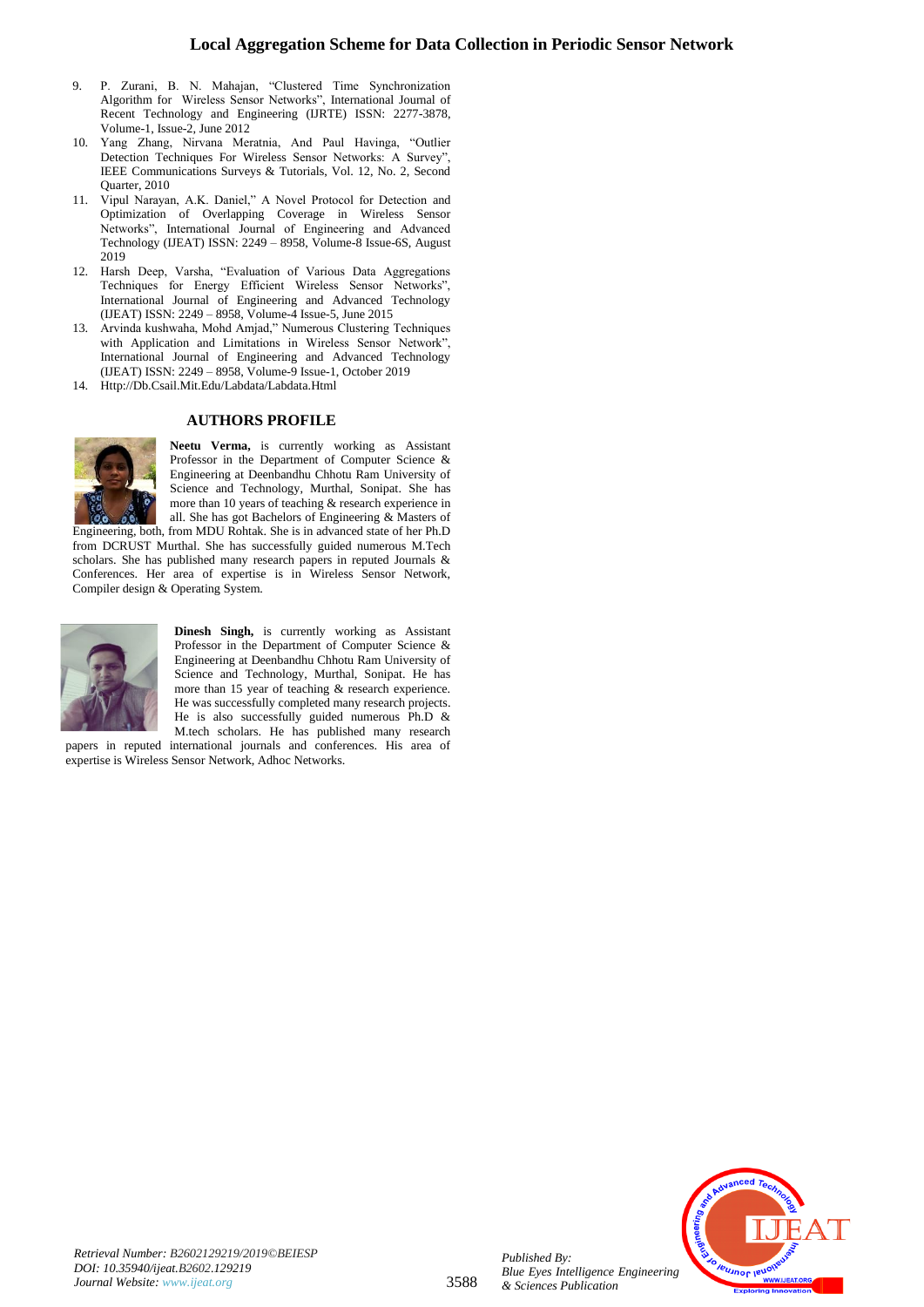9. P. Zurani, B. N. Mahajan, "Clustered Time Synchronization Algorithm for Wireless Sensor Networks", International Journal of Recent Technology and Engineering (IJRTE) ISSN: 2277-3878, Volume-1, Issue-2, June 2012
10. Yang Zhang, Nirvana Meratnia, And Paul Havinga, "Outlier Detection Techniques For Wireless Sensor Networks: A Survey", IEEE Communications Surveys & Tutorials, Vol. 12, No. 2, Second Quarter, 2010
11. Vipul Narayan, A.K. Daniel," A Novel Protocol for Detection and Optimization of Overlapping Coverage in Wireless Sensor Networks", International Journal of Engineering and Advanced Technology (IJEAT) ISSN: 2249 – 8958, Volume-8 Issue-6S, August 2019
12. Harsh Deep, Varsha, "Evaluation of Various Data Aggregations Techniques for Energy Efficient Wireless Sensor Networks", International Journal of Engineering and Advanced Technology (IJEAT) ISSN: 2249 – 8958, Volume-4 Issue-5, June 2015
13. Arvinda kushwaha, Mohd Amjad," Numerous Clustering Techniques with Application and Limitations in Wireless Sensor Network", International Journal of Engineering and Advanced Technology (IJEAT) ISSN: 2249 – 8958, Volume-9 Issue-1, October 2019
14. Http://Db.Csail.Mit.Edu/Labdata/Labdata.Html

## AUTHORS PROFILE

**Neetu Verma,** is currently working as Assistant Professor in the Department of Computer Science & Engineering at Deenbandhu Chhotu Ram University of Science and Technology, Murthal, Sonipat. She has more than 10 years of teaching & research experience in all. She has got Bachelors of Engineering & Masters of Engineering, both, from MDU Rohtak. She is in advanced state of her Ph.D from DCRUST Murthal. She has successfully guided numerous M.Tech scholars. She has published many research papers in reputed Journals & Conferences. Her area of expertise is in Wireless Sensor Network, Compiler design & Operating System.

**Dinesh Singh,** is currently working as Assistant Professor in the Department of Computer Science & Engineering at Deenbandhu Chhotu Ram University of Science and Technology, Murthal, Sonipat. He has more than 15 year of teaching & research experience. He was successfully completed many research projects. He is also successfully guided numerous Ph.D & M.tech scholars. He has published many research papers in reputed international journals and conferences. His area of expertise is Wireless Sensor Network, Adhoc Networks.